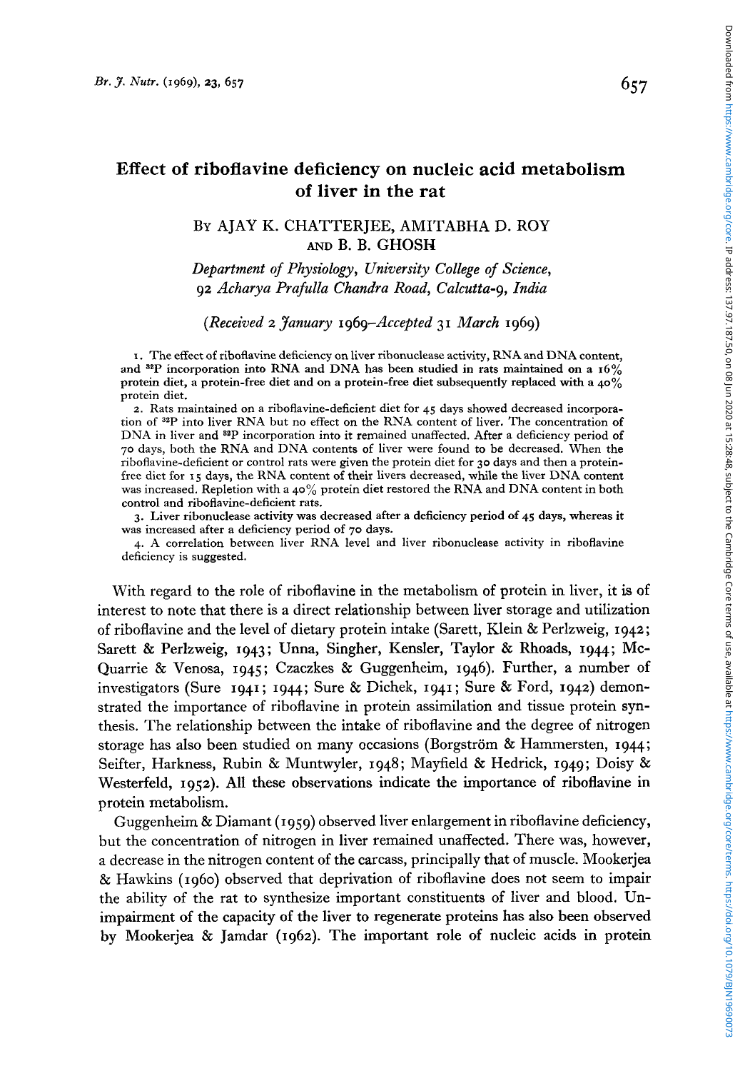# Effect of riboflavine deficiency on nucleic acid metabolism of liver in the rat

By AJAY K. CHATTERJEE, AMITABHA D. ROY AND B. B. GHOSH

*Department of Physiology, University College of Science, 92 Acharya Prafulla Chandra Road, Calcutta-9, India*

*(Received 2 January 1969—Accepted 31 March 1969)*

1. The effect of riboflavine deficiency on liver ribonuclease activity, RNA and DNA content, and $^{32}P$ incorporation into RNA and DNA has been studied in rats maintained on a 16% protein diet, a protein-free diet and on a protein-free diet subsequently replaced with a 40% protein diet.

2. Rats maintained on a riboflavine-deficient diet for 45 days showed decreased incorporation of $^{32}P$ into liver RNA but no effect on the RNA content of liver. The concentration of DNA in liver and $^{32}P$ incorporation into it remained unaffected. After a deficiency period of 70 days, both the RNA and DNA contents of liver were found to be decreased. When the riboflavine-deficient or control rats were given the protein diet for 30 days and then a protein-free diet for 15 days, the RNA content of their livers decreased, while the liver DNA content was increased. Repletion with a 40% protein diet restored the RNA and DNA content in both control and riboflavine-deficient rats.

3. Liver ribonuclease activity was decreased after a deficiency period of 45 days, whereas it was increased after a deficiency period of 70 days.

4. A correlation between liver RNA level and liver ribonuclease activity in riboflavine deficiency is suggested.

With regard to the role of riboflavine in the metabolism of protein in liver, it is of interest to note that there is a direct relationship between liver storage and utilization of riboflavine and the level of dietary protein intake (Sarett, Klein & Perlzweig, 1942; Sarett & Perlzweig, 1943; Unna, Singher, Kensler, Taylor & Rhoads, 1944; McQuarrie & Venosa, 1945; Czaczkes & Guggenheim, 1946). Further, a number of investigators (Sure 1941; 1944; Sure & Dichek, 1941; Sure & Ford, 1942) demonstrated the importance of riboflavine in protein assimilation and tissue protein synthesis. The relationship between the intake of riboflavine and the degree of nitrogen storage has also been studied on many occasions (Borgström & Hammersten, 1944; Seifter, Harkness, Rubin & Muntwyler, 1948; Mayfield & Hedrick, 1949; Doisy & Westerfeld, 1952). All these observations indicate the importance of riboflavine in protein metabolism.

Guggenheim & Diamant (1959) observed liver enlargement in riboflavine deficiency, but the concentration of nitrogen in liver remained unaffected. There was, however, a decrease in the nitrogen content of the carcass, principally that of muscle. Mookerjea & Hawkins (1960) observed that deprivation of riboflavine does not seem to impair the ability of the rat to synthesize important constituents of liver and blood. Unimpairment of the capacity of the liver to regenerate proteins has also been observed by Mookerjea & Jamdar (1962). The important role of nucleic acids in protein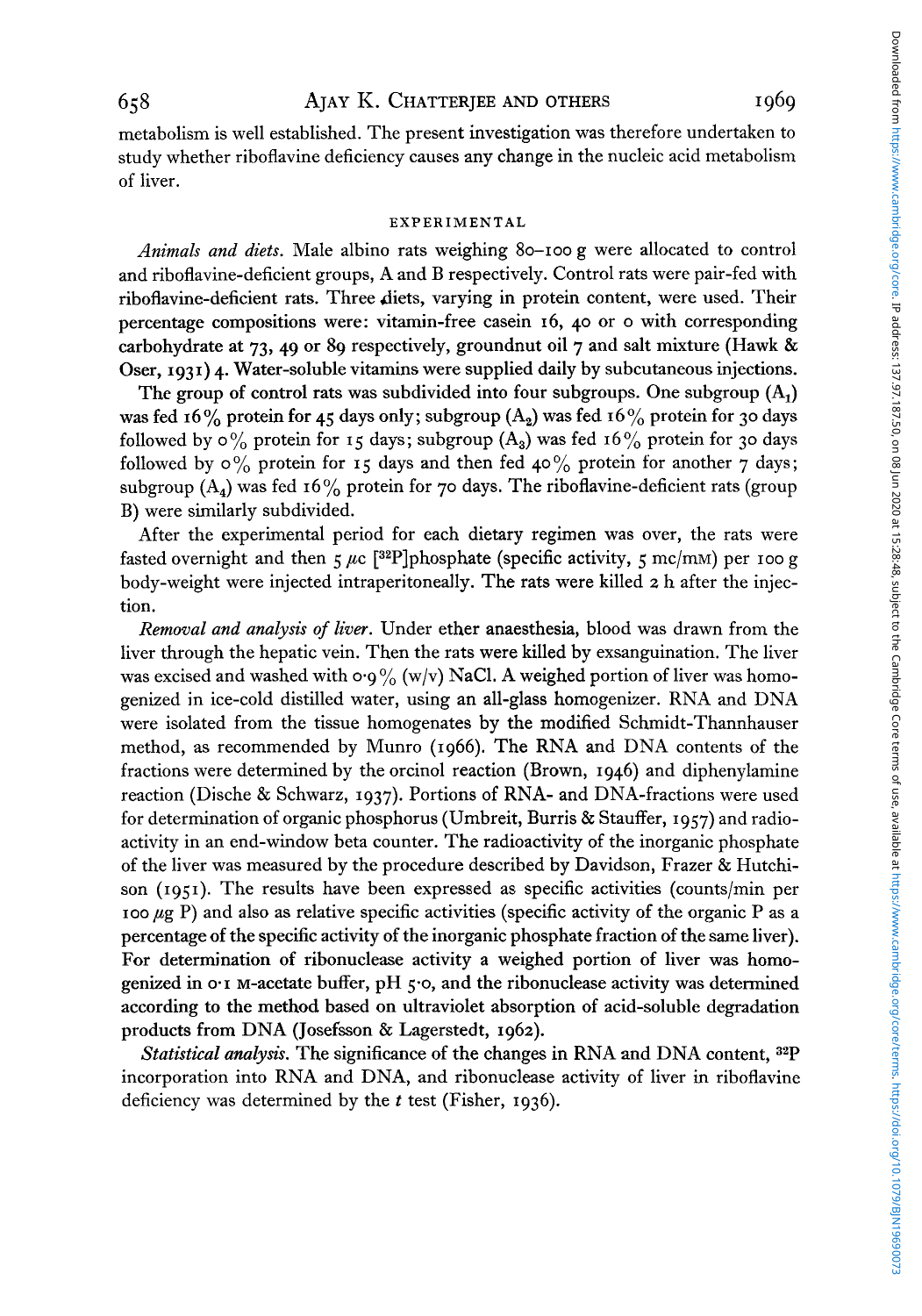metabolism is well established. The present investigation was therefore undertaken to study whether riboflavine deficiency causes any change in the nucleic acid metabolism of liver.

## EXPERIMENTAL

*Animals and diets.* Male albino rats weighing 80–100 g were allocated to control and riboflavine-deficient groups, A and B respectively. Control rats were pair-fed with riboflavine-deficient rats. Three diets, varying in protein content, were used. Their percentage compositions were: vitamin-free casein 16, 40 or 0 with corresponding carbohydrate at 73, 49 or 89 respectively, groundnut oil 7 and salt mixture (Hawk & Oser, 1931) 4. Water-soluble vitamins were supplied daily by subcutaneous injections.

The group of control rats was subdivided into four subgroups. One subgroup ($A_1$) was fed 16% protein for 45 days only; subgroup ($A_2$) was fed 16% protein for 30 days followed by 0% protein for 15 days; subgroup ($A_3$) was fed 16% protein for 30 days followed by 0% protein for 15 days and then fed 40% protein for another 7 days; subgroup ($A_4$) was fed 16% protein for 70 days. The riboflavine-deficient rats (group B) were similarly subdivided.

After the experimental period for each dietary regimen was over, the rats were fasted overnight and then 5 $\mu$c [$^{32}$P]phosphate (specific activity, 5 mc/mM) per 100 g body-weight were injected intraperitoneally. The rats were killed 2 h after the injection.

*Removal and analysis of liver.* Under ether anaesthesia, blood was drawn from the liver through the hepatic vein. Then the rats were killed by exsanguination. The liver was excised and washed with 0·9% (w/v) NaCl. A weighed portion of liver was homogenized in ice-cold distilled water, using an all-glass homogenizer. RNA and DNA were isolated from the tissue homogenates by the modified Schmidt-Thannhauser method, as recommended by Munro (1966). The RNA and DNA contents of the fractions were determined by the orcinol reaction (Brown, 1946) and diphenylamine reaction (Dische & Schwarz, 1937). Portions of RNA- and DNA-fractions were used for determination of organic phosphorus (Umbreit, Burris & Stauffer, 1957) and radioactivity in an end-window beta counter. The radioactivity of the inorganic phosphate of the liver was measured by the procedure described by Davidson, Frazer & Hutchison (1951). The results have been expressed as specific activities (counts/min per 100 $\mu$g P) and also as relative specific activities (specific activity of the organic P as a percentage of the specific activity of the inorganic phosphate fraction of the same liver). For determination of ribonuclease activity a weighed portion of liver was homogenized in 0·1 M-acetate buffer, pH 5·0, and the ribonuclease activity was determined according to the method based on ultraviolet absorption of acid-soluble degradation products from DNA (Josefsson & Lagerstedt, 1962).

*Statistical analysis.* The significance of the changes in RNA and DNA content, $^{32}$P incorporation into RNA and DNA, and ribonuclease activity of liver in riboflavine deficiency was determined by the *t* test (Fisher, 1936).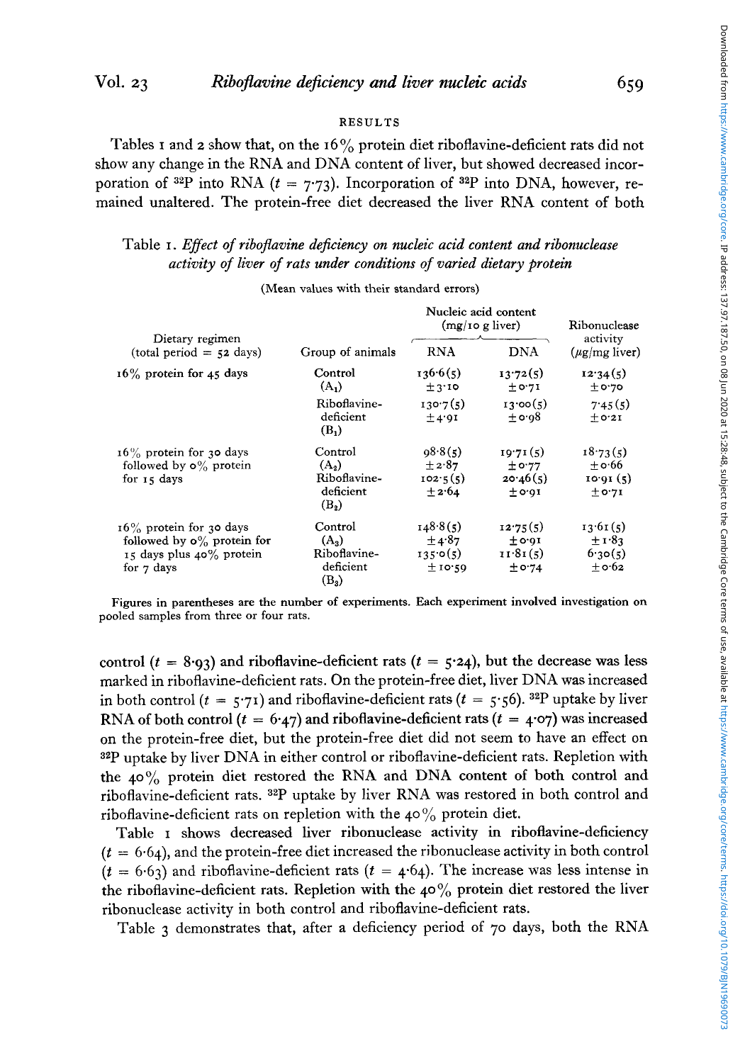## RESULTS

Tables 1 and 2 show that, on the 16% protein diet riboflavine-deficient rats did not show any change in the RNA and DNA content of liver, but showed decreased incorporation of $^{32}P$ into RNA ($t = 7 \cdot 73$). Incorporation of $^{32}P$ into DNA, however, remained unaltered. The protein-free diet decreased the liver RNA content of both control ($t = 8 \cdot 93$) and riboflavine-deficient rats ($t = 5 \cdot 24$), but the decrease was less marked in riboflavine-deficient rats. On the protein-free diet, liver DNA was increased in both control ($t = 5 \cdot 71$) and riboflavine-deficient rats ($t = 5 \cdot 56$). $^{32}P$ uptake by liver RNA of both control ($t = 6 \cdot 47$) and riboflavine-deficient rats ($t = 4 \cdot 07$) was increased on the protein-free diet, but the protein-free diet did not seem to have an effect on $^{32}P$ uptake by liver DNA in either control or riboflavine-deficient rats. Repletion with the 40% protein diet restored the RNA and DNA content of both control and riboflavine-deficient rats. $^{32}P$ uptake by liver RNA was restored in both control and riboflavine-deficient rats on repletion with the 40% protein diet.

Table 1. *Effect of riboflavine deficiency on nucleic acid content and ribonuclease activity of liver of rats under conditions of varied dietary protein*

(Mean values with their standard errors)

| Dietary regimen (total period = 52 days) | Group of animals | Nucleic acid content (mg/10 g liver) | | Ribonuclease activity (µg/mg liver) |
|---|---|---|---|---|
| | | RNA | DNA | |
| 16% protein for 45 days | Control ($A_1$) | 136·6(5) ±3·10 | 13·72(5) ±0·71 | 12·34(5) ±0·70 |
| | Riboflavine-deficient ($B_1$) | 130·7(5) ±4·91 | 13·00(5) ±0·98 | 7·45(5) ±0·21 |
| 16% protein for 30 days followed by 0% protein for 15 days | Control ($A_2$) | 98·8(5) ±2·87 | 19·71(5) ±0·77 | 18·73(5) ±0·66 |
| | Riboflavine-deficient ($B_2$) | 102·5(5) ±2·64 | 20·46(5) ±0·91 | 10·91 (5) ±0·71 |
| 16% protein for 30 days followed by 0% protein for 15 days plus 40% protein for 7 days | Control ($A_3$) | 148·8(5) ±4·87 | 12·75(5) ±0·91 | 13·61(5) ±1·83 |
| | Riboflavine-deficient ($B_3$) | 135·0(5) ±10·59 | 11·81(5) ±0·74 | 6·30(5) ±0·62 |

Figures in parentheses are the number of experiments. Each experiment involved investigation on pooled samples from three or four rats.

Table 1 shows decreased liver ribonuclease activity in riboflavine-deficiency ($t = 6 \cdot 64$), and the protein-free diet increased the ribonuclease activity in both control ($t = 6 \cdot 63$) and riboflavine-deficient rats ($t = 4 \cdot 64$). The increase was less intense in the riboflavine-deficient rats. Repletion with the 40% protein diet restored the liver ribonuclease activity in both control and riboflavine-deficient rats.

Table 3 demonstrates that, after a deficiency period of 70 days, both the RNA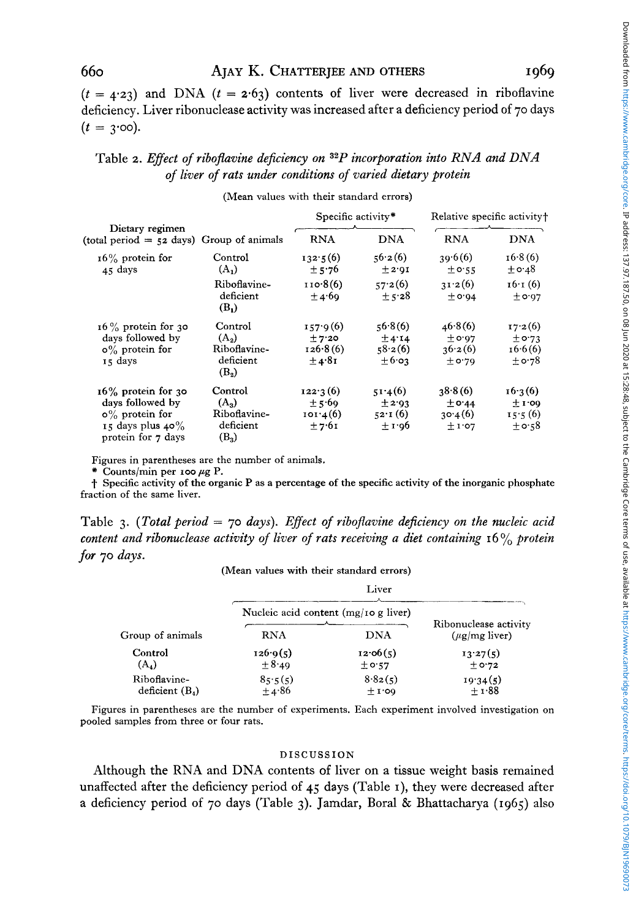($t$ = 4·23) and DNA ($t$ = 2·63) contents of liver were decreased in riboflavine deficiency. Liver ribonuclease activity was increased after a deficiency period of 70 days ($t$ = 3·00).

Table 2. *Effect of riboflavine deficiency on $^{32}P$ incorporation into RNA and DNA of liver of rats under conditions of varied dietary protein*

(Mean values with their standard errors)

| Dietary regimen (total period = 52 days) | Group of animals | Specific activity* | | Relative specific activity† | |
|---|---|---|---|---|---|
| | | RNA | DNA | RNA | DNA |
| 16% protein for 45 days | Control (A₁) | 132·5 (6) ± 5·76 | 56·2 (6) ± 2·91 | 39·6 (6) ± 0·55 | 16·8 (6) ± 0·48 |
| | Riboflavine-deficient (B₁) | 110·8 (6) ± 4·69 | 57·2 (6) ± 5·28 | 31·2 (6) ± 0·94 | 16·1 (6) ± 0·97 |
| 16% protein for 30 days followed by 0% protein for 15 days | Control (A₂) | 157·9 (6) ± 7·20 | 56·8 (6) ± 4·14 | 46·8 (6) ± 0·97 | 17·2 (6) ± 0·73 |
| | Riboflavine-deficient (B₂) | 126·8 (6) ± 4·81 | 58·2 (6) ± 6·03 | 36·2 (6) ± 0·79 | 16·6 (6) ± 0·78 |
| 16% protein for 30 days followed by 0% protein for 15 days plus 40% protein for 7 days | Control (A₃) | 122·3 (6) ± 5·69 | 51·4 (6) ± 2·93 | 38·8 (6) ± 0·44 | 16·3 (6) ± 1·09 |
| | Riboflavine-deficient (B₃) | 101·4 (6) ± 7·61 | 52·1 (6) ± 1·96 | 30·4 (6) ± 1·07 | 15·5 (6) ± 0·58 |

Figures in parentheses are the number of animals.

\* Counts/min per 100 μg P.

† Specific activity of the organic P as a percentage of the specific activity of the inorganic phosphate fraction of the same liver.

Table 3. (*Total period = 70 days*). *Effect of riboflavine deficiency on the nucleic acid content and ribonuclease activity of liver of rats receiving a diet containing 16% protein for 70 days.*

(Mean values with their standard errors)

| Group of animals | Liver: Nucleic acid content (mg/10 g liver) | | Liver: Ribonuclease activity (μg/mg liver) |
|---|---|---|---|
| | RNA | DNA | |
| Control (A₄) | 126·9 (5) ± 8·49 | 12·06 (5) ± 0·57 | 13·27 (5) ± 0·72 |
| Riboflavine-deficient (B₄) | 85·5 (5) ± 4·86 | 8·82 (5) ± 1·09 | 19·34 (5) ± 1·88 |

Figures in parentheses are the number of experiments. Each experiment involved investigation on pooled samples from three or four rats.

## DISCUSSION

Although the RNA and DNA contents of liver on a tissue weight basis remained unaffected after the deficiency period of 45 days (Table 1), they were decreased after a deficiency period of 70 days (Table 3). Jamdar, Boral & Bhattacharya (1965) also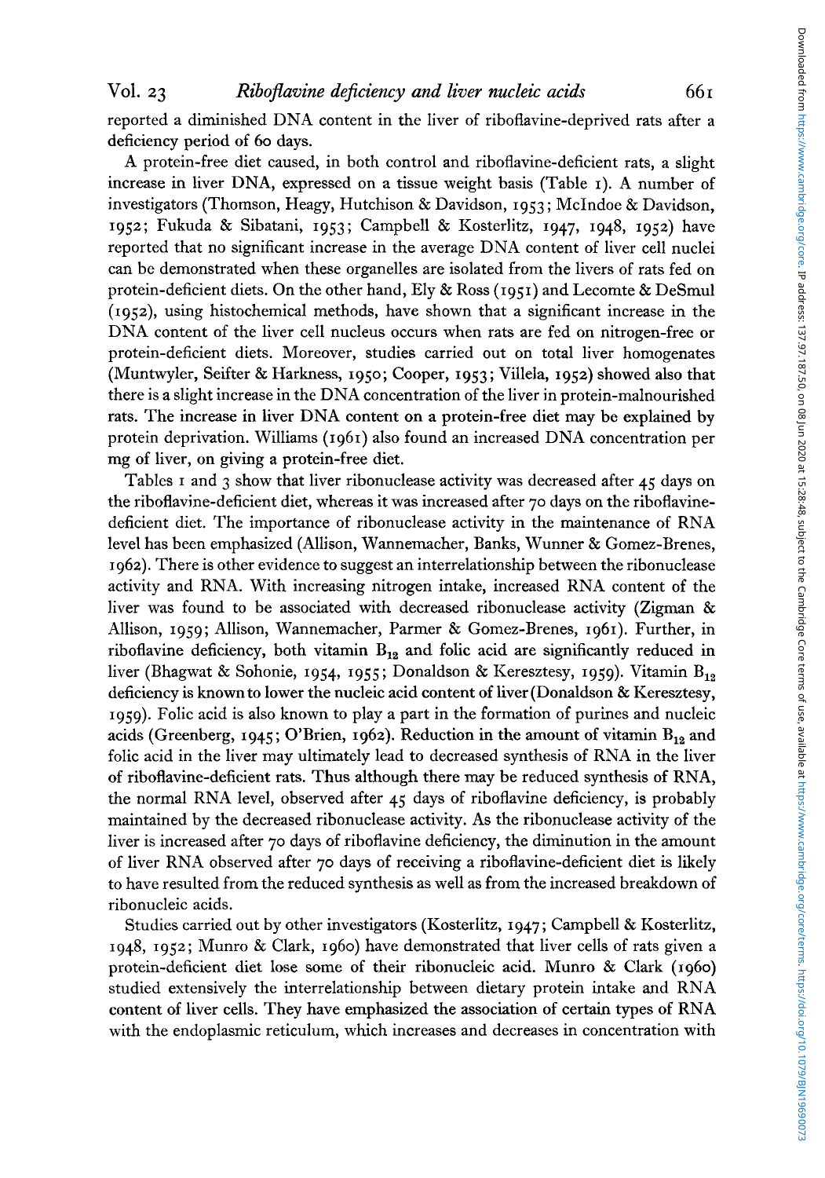reported a diminished DNA content in the liver of riboflavine-deprived rats after a deficiency period of 60 days.

A protein-free diet caused, in both control and riboflavine-deficient rats, a slight increase in liver DNA, expressed on a tissue weight basis (Table 1). A number of investigators (Thomson, Heagy, Hutchison & Davidson, 1953; McIndoe & Davidson, 1952; Fukuda & Sibatani, 1953; Campbell & Kosterlitz, 1947, 1948, 1952) have reported that no significant increase in the average DNA content of liver cell nuclei can be demonstrated when these organelles are isolated from the livers of rats fed on protein-deficient diets. On the other hand, Ely & Ross (1951) and Lecomte & DeSmul (1952), using histochemical methods, have shown that a significant increase in the DNA content of the liver cell nucleus occurs when rats are fed on nitrogen-free or protein-deficient diets. Moreover, studies carried out on total liver homogenates (Muntwyler, Seifter & Harkness, 1950; Cooper, 1953; Villela, 1952) showed also that there is a slight increase in the DNA concentration of the liver in protein-malnourished rats. The increase in liver DNA content on a protein-free diet may be explained by protein deprivation. Williams (1961) also found an increased DNA concentration per mg of liver, on giving a protein-free diet.

Tables 1 and 3 show that liver ribonuclease activity was decreased after 45 days on the riboflavine-deficient diet, whereas it was increased after 70 days on the riboflavine-deficient diet. The importance of ribonuclease activity in the maintenance of RNA level has been emphasized (Allison, Wannemacher, Banks, Wunner & Gomez-Brenes, 1962). There is other evidence to suggest an interrelationship between the ribonuclease activity and RNA. With increasing nitrogen intake, increased RNA content of the liver was found to be associated with decreased ribonuclease activity (Zigman & Allison, 1959; Allison, Wannemacher, Parmer & Gomez-Brenes, 1961). Further, in riboflavine deficiency, both vitamin $B_{12}$ and folic acid are significantly reduced in liver (Bhagwat & Sohonie, 1954, 1955; Donaldson & Keresztesy, 1959). Vitamin $B_{12}$ deficiency is known to lower the nucleic acid content of liver (Donaldson & Keresztesy, 1959). Folic acid is also known to play a part in the formation of purines and nucleic acids (Greenberg, 1945; O'Brien, 1962). Reduction in the amount of vitamin $B_{12}$ and folic acid in the liver may ultimately lead to decreased synthesis of RNA in the liver of riboflavine-deficient rats. Thus although there may be reduced synthesis of RNA, the normal RNA level, observed after 45 days of riboflavine deficiency, is probably maintained by the decreased ribonuclease activity. As the ribonuclease activity of the liver is increased after 70 days of riboflavine deficiency, the diminution in the amount of liver RNA observed after 70 days of receiving a riboflavine-deficient diet is likely to have resulted from the reduced synthesis as well as from the increased breakdown of ribonucleic acids.

Studies carried out by other investigators (Kosterlitz, 1947; Campbell & Kosterlitz, 1948, 1952; Munro & Clark, 1960) have demonstrated that liver cells of rats given a protein-deficient diet lose some of their ribonucleic acid. Munro & Clark (1960) studied extensively the interrelationship between dietary protein intake and RNA content of liver cells. They have emphasized the association of certain types of RNA with the endoplasmic reticulum, which increases and decreases in concentration with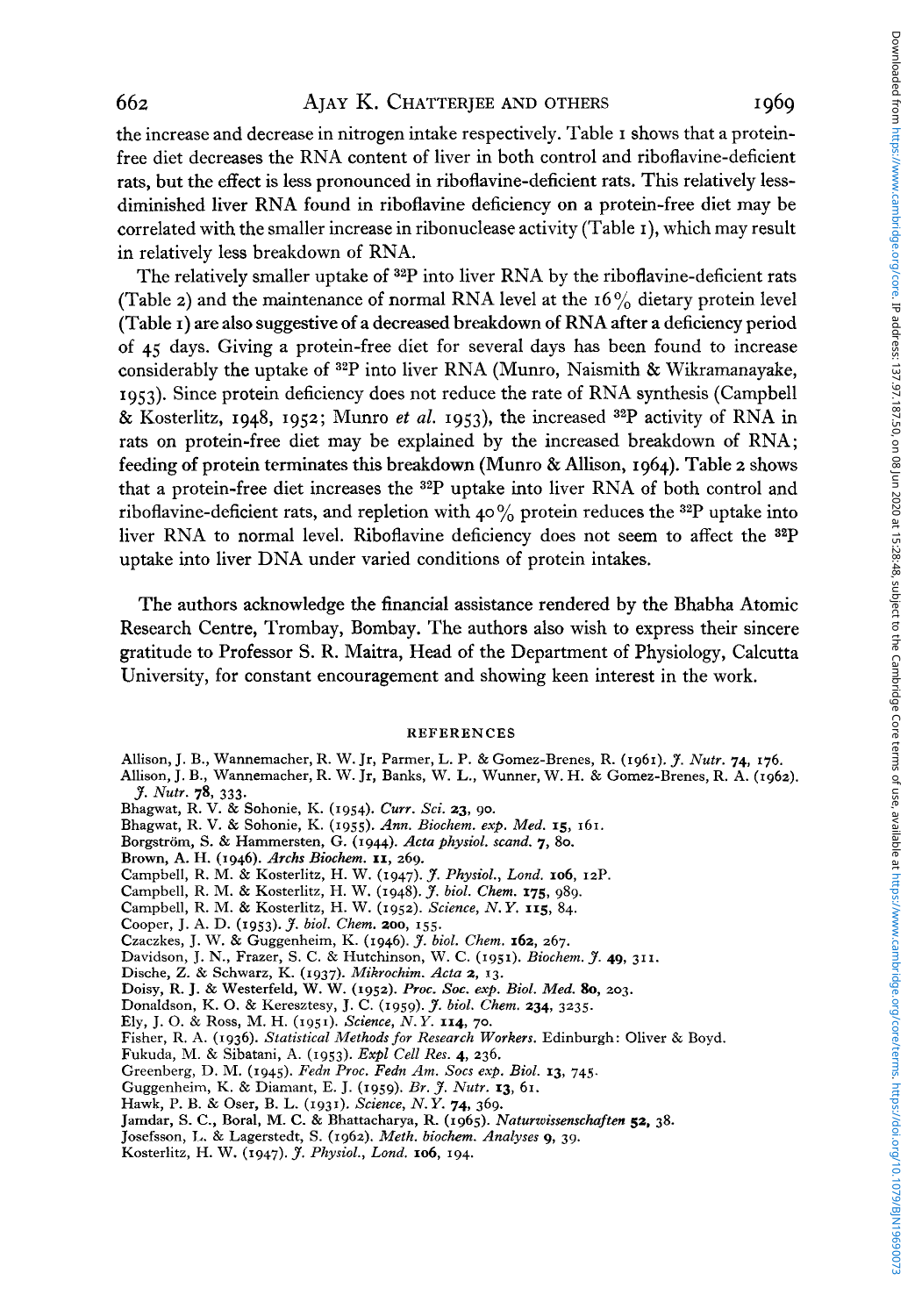the increase and decrease in nitrogen intake respectively. Table 1 shows that a protein-free diet decreases the RNA content of liver in both control and riboflavine-deficient rats, but the effect is less pronounced in riboflavine-deficient rats. This relatively less-diminished liver RNA found in riboflavine deficiency on a protein-free diet may be correlated with the smaller increase in ribonuclease activity (Table 1), which may result in relatively less breakdown of RNA.

The relatively smaller uptake of $^{32}P$ into liver RNA by the riboflavine-deficient rats (Table 2) and the maintenance of normal RNA level at the 16% dietary protein level (Table 1) are also suggestive of a decreased breakdown of RNA after a deficiency period of 45 days. Giving a protein-free diet for several days has been found to increase considerably the uptake of $^{32}P$ into liver RNA (Munro, Naismith & Wikramanayake, 1953). Since protein deficiency does not reduce the rate of RNA synthesis (Campbell & Kosterlitz, 1948, 1952; Munro *et al.* 1953), the increased $^{32}P$ activity of RNA in rats on protein-free diet may be explained by the increased breakdown of RNA; feeding of protein terminates this breakdown (Munro & Allison, 1964). Table 2 shows that a protein-free diet increases the $^{32}P$ uptake into liver RNA of both control and riboflavine-deficient rats, and repletion with 40% protein reduces the $^{32}P$ uptake into liver RNA to normal level. Riboflavine deficiency does not seem to affect the $^{32}P$ uptake into liver DNA under varied conditions of protein intakes.

The authors acknowledge the financial assistance rendered by the Bhabha Atomic Research Centre, Trombay, Bombay. The authors also wish to express their sincere gratitude to Professor S. R. Maitra, Head of the Department of Physiology, Calcutta University, for constant encouragement and showing keen interest in the work.

## REFERENCES

Allison, J. B., Wannemacher, R. W. Jr, Parmer, L. P. & Gomez-Brenes, R. (1961). *J. Nutr.* **74**, 176.
Allison, J. B., Wannemacher, R. W. Jr, Banks, W. L., Wunner, W. H. & Gomez-Brenes, R. A. (1962). *J. Nutr.* **78**, 333.
Bhagwat, R. V. & Sohonie, K. (1954). *Curr. Sci.* **23**, 90.
Bhagwat, R. V. & Sohonie, K. (1955). *Ann. Biochem. exp. Med.* **15**, 161.
Borgström, S. & Hammersten, G. (1944). *Acta physiol. scand.* **7**, 80.
Brown, A. H. (1946). *Archs Biochem.* **11**, 269.
Campbell, R. M. & Kosterlitz, H. W. (1947). *J. Physiol., Lond.* **106**, 12P.
Campbell, R. M. & Kosterlitz, H. W. (1948). *J. biol. Chem.* **175**, 989.
Campbell, R. M. & Kosterlitz, H. W. (1952). *Science, N.Y.* **115**, 84.
Cooper, J. A. D. (1953). *J. biol. Chem.* **200**, 155.
Czaczkes, J. W. & Guggenheim, K. (1946). *J. biol. Chem.* **162**, 267.
Davidson, J. N., Frazer, S. C. & Hutchinson, W. C. (1951). *Biochem. J.* **49**, 311.
Dische, Z. & Schwarz, K. (1937). *Mikrochim. Acta* **2**, 13.
Doisy, R. J. & Westerfeld, W. W. (1952). *Proc. Soc. exp. Biol. Med.* **80**, 203.
Donaldson, K. O. & Keresztesy, J. C. (1959). *J. biol. Chem.* **234**, 3235.
Ely, J. O. & Ross, M. H. (1951). *Science, N.Y.* **114**, 70.
Fisher, R. A. (1936). *Statistical Methods for Research Workers.* Edinburgh: Oliver & Boyd.
Fukuda, M. & Sibatani, A. (1953). *Expl Cell Res.* **4**, 236.
Greenberg, D. M. (1945). *Fedn Proc. Fedn Am. Socs exp. Biol.* **13**, 745.
Guggenheim, K. & Diamant, E. J. (1959). *Br. J. Nutr.* **13**, 61.
Hawk, P. B. & Oser, B. L. (1931). *Science, N.Y.* **74**, 369.
Jamdar, S. C., Boral, M. C. & Bhattacharya, R. (1965). *Naturwissenschaften* **52**, 38.
Josefsson, L. & Lagerstedt, S. (1962). *Meth. biochem. Analyses* **9**, 39.
Kosterlitz, H. W. (1947). *J. Physiol., Lond.* **106**, 194.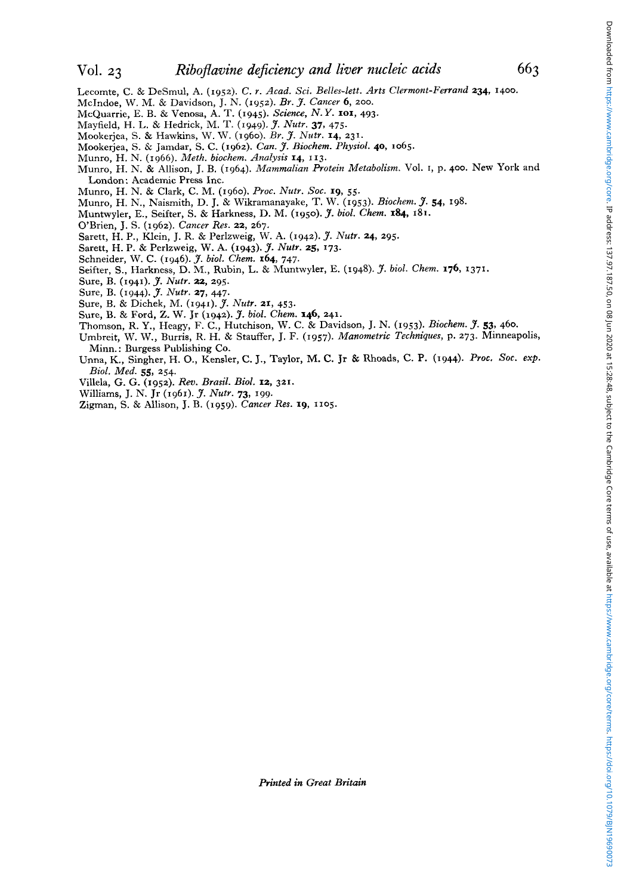Lecomte, C. & DeSmul, A. (1952). *C. r. Acad. Sci. Belles-lett. Arts Clermont-Ferrand* **234**, 1400.
McIndoe, W. M. & Davidson, J. N. (1952). *Br. J. Cancer* **6**, 200.
McQuarrie, E. B. & Venosa, A. T. (1945). *Science, N.Y.* **101**, 493.
Mayfield, H. L. & Hedrick, M. T. (1949). *J. Nutr.* **37**, 475.
Mookerjea, S. & Hawkins, W. W. (1960). *Br. J. Nutr.* **14**, 231.
Mookerjea, S. & Jamdar, S. C. (1962). *Can. J. Biochem. Physiol.* **40**, 1065.
Munro, H. N. (1966). *Meth. biochem. Analysis* **14**, 113.
Munro, H. N. & Allison, J. B. (1964). *Mammalian Protein Metabolism*. Vol. 1, p. 400. New York and London: Academic Press Inc.
Munro, H. N. & Clark, C. M. (1960). *Proc. Nutr. Soc.* **19**, 55.
Munro, H. N., Naismith, D. J. & Wikramanayake, T. W. (1953). *Biochem. J.* **54**, 198.
Muntwyler, E., Seifter, S. & Harkness, D. M. (1950). *J. biol. Chem.* **184**, 181.
O'Brien, J. S. (1962). *Cancer Res.* **22**, 267.
Sarett, H. P., Klein, J. R. & Perlzweig, W. A. (1942). *J. Nutr.* **24**, 295.
Sarett, H. P. & Perlzweig, W. A. (1943). *J. Nutr.* **25**, 173.
Schneider, W. C. (1946). *J. biol. Chem.* **164**, 747.
Seifter, S., Harkness, D. M., Rubin, L. & Muntwyler, E. (1948). *J. biol. Chem.* **176**, 1371.
Sure, B. (1941). *J. Nutr.* **22**, 295.
Sure, B. (1944). *J. Nutr.* **27**, 447.
Sure, B. & Dichek, M. (1941). *J. Nutr.* **21**, 453.
Sure, B. & Ford, Z. W. Jr (1942). *J. biol. Chem.* **146**, 241.
Thomson, R. Y., Heagy, F. C., Hutchison, W. C. & Davidson, J. N. (1953). *Biochem. J.* **53**, 460.
Umbreit, W. W., Burris, R. H. & Stauffer, J. F. (1957). *Manometric Techniques*, p. 273. Minneapolis, Minn.: Burgess Publishing Co.
Unna, K., Singher, H. O., Kensler, C. J., Taylor, M. C. Jr & Rhoads, C. P. (1944). *Proc. Soc. exp. Biol. Med.* **55**, 254.
Villela, G. G. (1952). *Rev. Brasil. Biol.* **12**, 321.
Williams, J. N. Jr (1961). *J. Nutr.* **73**, 199.
Zigman, S. & Allison, J. B. (1959). *Cancer Res.* **19**, 1105.

*Printed in Great Britain*